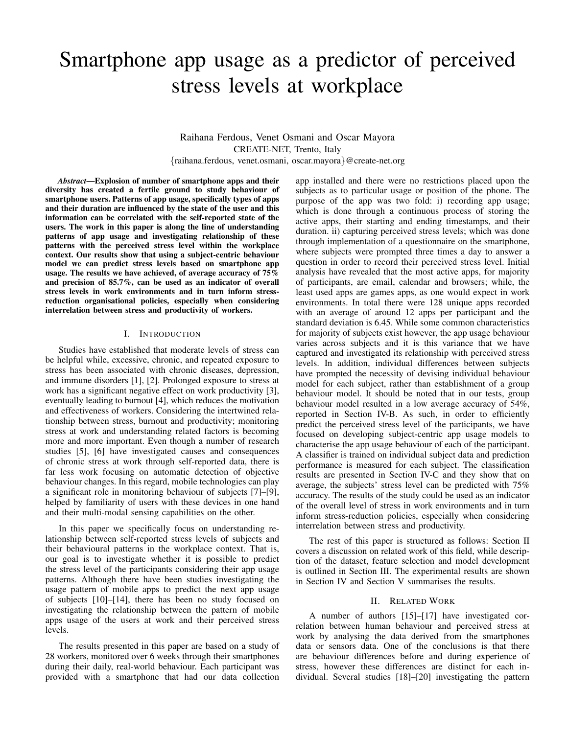# Smartphone app usage as a predictor of perceived stress levels at workplace

Raihana Ferdous, Venet Osmani and Oscar Mayora
CREATE-NET, Trento, Italy
{raihana.ferdous, venet.osmani, oscar.mayora}@create-net.org

***Abstract*—Explosion of number of smartphone apps and their diversity has created a fertile ground to study behaviour of smartphone users. Patterns of app usage, specifically types of apps and their duration are influenced by the state of the user and this information can be correlated with the self-reported state of the users. The work in this paper is along the line of understanding patterns of app usage and investigating relationship of these patterns with the perceived stress level within the workplace context. Our results show that using a subject-centric behaviour model we can predict stress levels based on smartphone app usage. The results we have achieved, of average accuracy of 75% and precision of 85.7%, can be used as an indicator of overall stress levels in work environments and in turn inform stress-reduction organisational policies, especially when considering interrelation between stress and productivity of workers.**

## I. Introduction

Studies have established that moderate levels of stress can be helpful while, excessive, chronic, and repeated exposure to stress has been associated with chronic diseases, depression, and immune disorders [1], [2]. Prolonged exposure to stress at work has a significant negative effect on work productivity [3], eventually leading to burnout [4], which reduces the motivation and effectiveness of workers. Considering the intertwined relationship between stress, burnout and productivity; monitoring stress at work and understanding related factors is becoming more and more important. Even though a number of research studies [5], [6] have investigated causes and consequences of chronic stress at work through self-reported data, there is far less work focusing on automatic detection of objective behaviour changes. In this regard, mobile technologies can play a significant role in monitoring behaviour of subjects [7]–[9], helped by familiarity of users with these devices in one hand and their multi-modal sensing capabilities on the other.

In this paper we specifically focus on understanding relationship between self-reported stress levels of subjects and their behavioural patterns in the workplace context. That is, our goal is to investigate whether it is possible to predict the stress level of the participants considering their app usage patterns. Although there have been studies investigating the usage pattern of mobile apps to predict the next app usage of subjects [10]–[14], there has been no study focused on investigating the relationship between the pattern of mobile apps usage of the users at work and their perceived stress levels.

The results presented in this paper are based on a study of 28 workers, monitored over 6 weeks through their smartphones during their daily, real-world behaviour. Each participant was provided with a smartphone that had our data collection app installed and there were no restrictions placed upon the subjects as to particular usage or position of the phone. The purpose of the app was two fold: i) recording app usage; which is done through a continuous process of storing the active apps, their starting and ending timestamps, and their duration. ii) capturing perceived stress levels; which was done through implementation of a questionnaire on the smartphone, where subjects were prompted three times a day to answer a question in order to record their perceived stress level. Initial analysis have revealed that the most active apps, for majority of participants, are email, calendar and browsers; while, the least used apps are games apps, as one would expect in work environments. In total there were 128 unique apps recorded with an average of around 12 apps per participant and the standard deviation is 6.45. While some common characteristics for majority of subjects exist however, the app usage behaviour varies across subjects and it is this variance that we have captured and investigated its relationship with perceived stress levels. In addition, individual differences between subjects have prompted the necessity of devising individual behaviour model for each subject, rather than establishment of a group behaviour model. It should be noted that in our tests, group behaviour model resulted in a low average accuracy of 54%, reported in Section IV-B. As such, in order to efficiently predict the perceived stress level of the participants, we have focused on developing subject-centric app usage models to characterise the app usage behaviour of each of the participant. A classifier is trained on individual subject data and prediction performance is measured for each subject. The classification results are presented in Section IV-C and they show that on average, the subjects' stress level can be predicted with 75% accuracy. The results of the study could be used as an indicator of the overall level of stress in work environments and in turn inform stress-reduction policies, especially when considering interrelation between stress and productivity.

The rest of this paper is structured as follows: Section II covers a discussion on related work of this field, while description of the dataset, feature selection and model development is outlined in Section III. The experimental results are shown in Section IV and Section V summarises the results.

## II. Related Work

A number of authors [15]–[17] have investigated correlation between human behaviour and perceived stress at work by analysing the data derived from the smartphones data or sensors data. One of the conclusions is that there are behaviour differences before and during experience of stress, however these differences are distinct for each individual. Several studies [18]–[20] investigating the pattern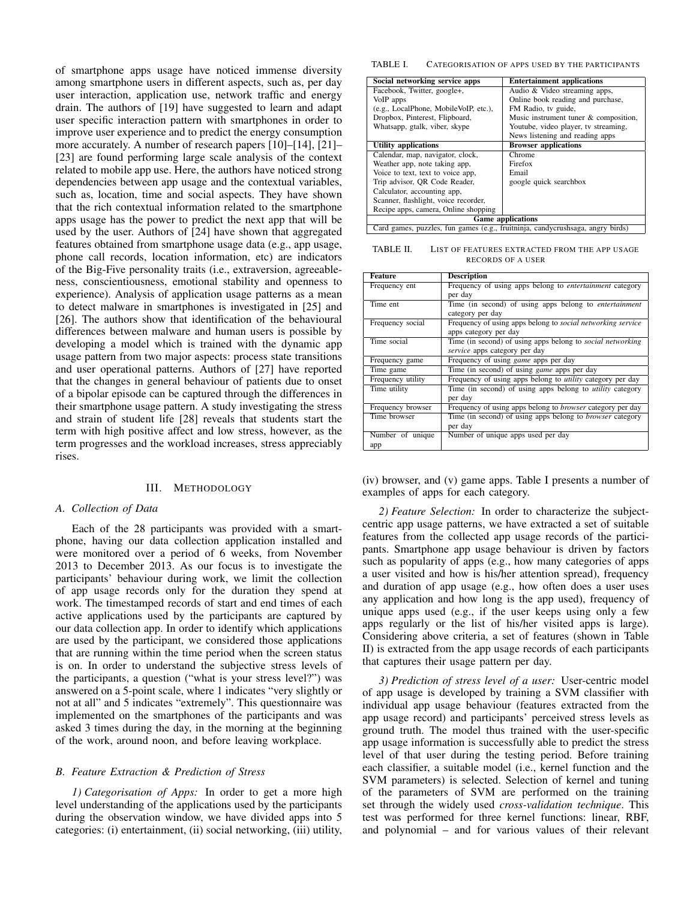of smartphone apps usage have noticed immense diversity among smartphone users in different aspects, such as, per day user interaction, application use, network traffic and energy drain. The authors of [19] have suggested to learn and adapt user specific interaction pattern with smartphones in order to improve user experience and to predict the energy consumption more accurately. A number of research papers [10]–[14], [21]–[23] are found performing large scale analysis of the context related to mobile app use. Here, the authors have noticed strong dependencies between app usage and the contextual variables, such as, location, time and social aspects. They have shown that the rich contextual information related to the smartphone apps usage has the power to predict the next app that will be used by the user. Authors of [24] have shown that aggregated features obtained from smartphone usage data (e.g., app usage, phone call records, location information, etc) are indicators of the Big-Five personality traits (i.e., extraversion, agreeableness, conscientiousness, emotional stability and openness to experience). Analysis of application usage patterns as a mean to detect malware in smartphones is investigated in [25] and [26]. The authors show that identification of the behavioural differences between malware and human users is possible by developing a model which is trained with the dynamic app usage pattern from two major aspects: process state transitions and user operational patterns. Authors of [27] have reported that the changes in general behaviour of patients due to onset of a bipolar episode can be captured through the differences in their smartphone usage pattern. A study investigating the stress and strain of student life [28] reveals that students start the term with high positive affect and low stress, however, as the term progresses and the workload increases, stress appreciably rises.

## III. Methodology

### A. Collection of Data

Each of the 28 participants was provided with a smartphone, having our data collection application installed and were monitored over a period of 6 weeks, from November 2013 to December 2013. As our focus is to investigate the participants' behaviour during work, we limit the collection of app usage records only for the duration they spend at work. The timestamped records of start and end times of each active applications used by the participants are captured by our data collection app. In order to identify which applications are used by the participant, we considered those applications that are running within the time period when the screen status is on. In order to understand the subjective stress levels of the participants, a question ("what is your stress level?") was answered on a 5-point scale, where 1 indicates "very slightly or not at all" and 5 indicates "extremely". This questionnaire was implemented on the smartphones of the participants and was asked 3 times during the day, in the morning at the beginning of the work, around noon, and before leaving workplace.

### B. Feature Extraction & Prediction of Stress

*1) Categorisation of Apps:* In order to get a more high level understanding of the applications used by the participants during the observation window, we have divided apps into 5 categories: (i) entertainment, (ii) social networking, (iii) utility, (iv) browser, and (v) game apps. Table I presents a number of examples of apps for each category.

TABLE I. Categorisation of apps used by the participants

| Social networking service apps | Entertainment applications |
|---|---|
| Facebook, Twitter, google+, VoIP apps (e.g., LocalPhone, MobileVoIP, etc.), Dropbox, Pinterest, Flipboard, Whatsapp, gtalk, viber, skype | Audio & Video streaming apps, Online book reading and purchase, FM Radio, tv guide, Music instrument tuner & composition, Youtube, video player, tv streaming, News listening and reading apps |
| **Utility applications** | **Browser applications** |
| Calendar, map, navigator, clock, Weather app, note taking app, Voice to text, text to voice app, Trip advisor, QR Code Reader, Calculator, accounting app, Scanner, flashlight, voice recorder, Recipe apps, camera, Online shopping | Chrome, Firefox, Email, google quick searchbox |
| **Game applications** | |
| Card games, puzzles, fun games (e.g., fruitninja, candycrushsaga, angry birds) | |

*2) Feature Selection:* In order to characterize the subject-centric app usage patterns, we have extracted a set of suitable features from the collected app usage records of the participants. Smartphone app usage behaviour is driven by factors such as popularity of apps (e.g., how many categories of apps a user visited and how is his/her attention spread), frequency and duration of app usage (e.g., how often does a user uses any application and how long is the app used), frequency of unique apps used (e.g., if the user keeps using only a few apps regularly or the list of his/her visited apps is large). Considering above criteria, a set of features (shown in Table II) is extracted from the app usage records of each participants that captures their usage pattern per day.

TABLE II. List of features extracted from the app usage records of a user

| Feature | Description |
|---|---|
| Frequency ent | Frequency of using apps belong to *entertainment* category per day |
| Time ent | Time (in second) of using apps belong to *entertainment* category per day |
| Frequency social | Frequency of using apps belong to *social networking service* apps category per day |
| Time social | Time (in second) of using apps belong to *social networking service* apps category per day |
| Frequency game | Frequency of using *game* apps per day |
| Time game | Time (in second) of using *game* apps per day |
| Frequency utility | Frequency of using apps belong to *utility* category per day |
| Time utility | Time (in second) of using apps belong to *utility* category per day |
| Frequency browser | Frequency of using apps belong to *browser* category per day |
| Time browser | Time (in second) of using apps belong to *browser* category per day |
| Number of unique app | Number of unique apps used per day |

*3) Prediction of stress level of a user:* User-centric model of app usage is developed by training a SVM classifier with individual app usage behaviour (features extracted from the app usage record) and participants' perceived stress levels as ground truth. The model thus trained with the user-specific app usage information is successfully able to predict the stress level of that user during the testing period. Before training each classifier, a suitable model (i.e., kernel function and the SVM parameters) is selected. Selection of kernel and tuning of the parameters of SVM are performed on the training set through the widely used *cross-validation technique*. This test was performed for three kernel functions: linear, RBF, and polynomial – and for various values of their relevant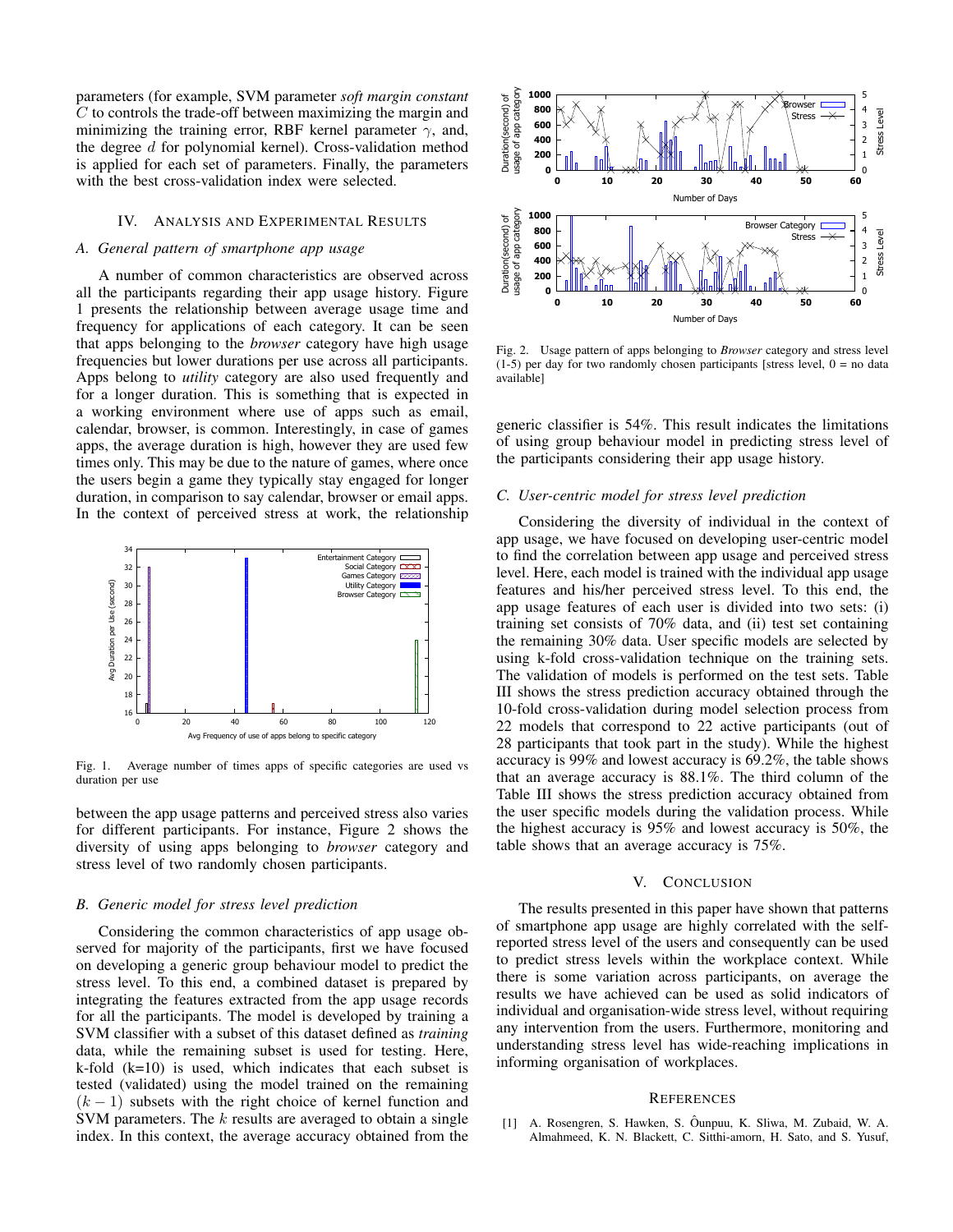parameters (for example, SVM parameter *soft margin constant* $C$ to controls the trade-off between maximizing the margin and minimizing the training error, RBF kernel parameter $\gamma$, and, the degree $d$ for polynomial kernel). Cross-validation method is applied for each set of parameters. Finally, the parameters with the best cross-validation index were selected.

## IV. Analysis and Experimental Results

### A. General pattern of smartphone app usage

A number of common characteristics are observed across all the participants regarding their app usage history. Figure 1 presents the relationship between average usage time and frequency for applications of each category. It can be seen that apps belonging to the *browser* category have high usage frequencies but lower durations per use across all participants. Apps belong to *utility* category are also used frequently and for a longer duration. This is something that is expected in a working environment where use of apps such as email, calendar, browser, is common. Interestingly, in case of games apps, the average duration is high, however they are used few times only. This may be due to the nature of games, where once the users begin a game they typically stay engaged for longer duration, in comparison to say calendar, browser or email apps. In the context of perceived stress at work, the relationship between the app usage patterns and perceived stress also varies for different participants. For instance, Figure 2 shows the diversity of using apps belonging to *browser* category and stress level of two randomly chosen participants.

Fig. 1. Average number of times apps of specific categories are used vs duration per use

### B. Generic model for stress level prediction

Considering the common characteristics of app usage observed for majority of the participants, first we have focused on developing a generic group behaviour model to predict the stress level. To this end, a combined dataset is prepared by integrating the features extracted from the app usage records for all the participants. The model is developed by training a SVM classifier with a subset of this dataset defined as *training* data, while the remaining subset is used for testing. Here, k-fold (k=10) is used, which indicates that each subset is tested (validated) using the model trained on the remaining $(k-1)$ subsets with the right choice of kernel function and SVM parameters. The $k$ results are averaged to obtain a single index. In this context, the average accuracy obtained from the generic classifier is 54%. This result indicates the limitations of using group behaviour model in predicting stress level of the participants considering their app usage history.

Fig. 2. Usage pattern of apps belonging to *Browser* category and stress level (1-5) per day for two randomly chosen participants [stress level, 0 = no data available]

### C. User-centric model for stress level prediction

Considering the diversity of individual in the context of app usage, we have focused on developing user-centric model to find the correlation between app usage and perceived stress level. Here, each model is trained with the individual app usage features and his/her perceived stress level. To this end, the app usage features of each user is divided into two sets: (i) training set consists of 70% data, and (ii) test set containing the remaining 30% data. User specific models are selected by using k-fold cross-validation technique on the training sets. The validation of models is performed on the test sets. Table III shows the stress prediction accuracy obtained through the 10-fold cross-validation during model selection process from 22 models that correspond to 22 active participants (out of 28 participants that took part in the study). While the highest accuracy is 99% and lowest accuracy is 69.2%, the table shows that an average accuracy is 88.1%. The third column of the Table III shows the stress prediction accuracy obtained from the user specific models during the validation process. While the highest accuracy is 95% and lowest accuracy is 50%, the table shows that an average accuracy is 75%.

## V. Conclusion

The results presented in this paper have shown that patterns of smartphone app usage are highly correlated with the self-reported stress level of the users and consequently can be used to predict stress levels within the workplace context. While there is some variation across participants, on average the results we have achieved can be used as solid indicators of individual and organisation-wide stress level, without requiring any intervention from the users. Furthermore, monitoring and understanding stress level has wide-reaching implications in informing organisation of workplaces.

## References

[1] A. Rosengren, S. Hawken, S. Ôunpuu, K. Sliwa, M. Zubaid, W. A. Almahmeed, K. N. Blackett, C. Sitthi-amorn, H. Sato, and S. Yusuf,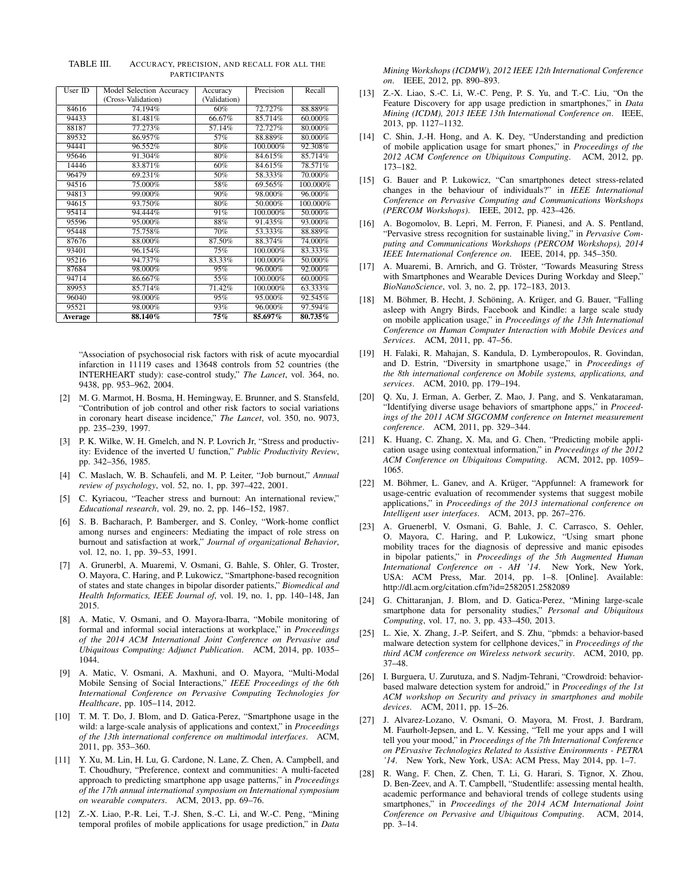TABLE III. ACCURACY, PRECISION, AND RECALL FOR ALL THE PARTICIPANTS

| User ID | Model Selection Accuracy (Cross-Validation) | Accuracy (Validation) | Precision | Recall |
|---|---|---|---|---|
| 84616 | 74.194% | 60% | 72.727% | 88.889% |
| 94433 | 81.481% | 66.67% | 85.714% | 60.000% |
| 88187 | 77.273% | 57.14% | 72.727% | 80.000% |
| 89532 | 86.957% | 57% | 88.889% | 80.000% |
| 94441 | 96.552% | 80% | 100.000% | 92.308% |
| 95646 | 91.304% | 80% | 84.615% | 85.714% |
| 14446 | 83.871% | 60% | 84.615% | 78.571% |
| 96479 | 69.231% | 50% | 58.333% | 70.000% |
| 94516 | 75.000% | 58% | 69.565% | 100.000% |
| 94813 | 99.000% | 90% | 98.000% | 96.000% |
| 94615 | 93.750% | 80% | 50.000% | 100.000% |
| 95414 | 94.444% | 91% | 100.000% | 50.000% |
| 95596 | 95.000% | 88% | 91.435% | 93.000% |
| 95448 | 75.758% | 70% | 53.333% | 88.889% |
| 87676 | 88.000% | 87.50% | 88.374% | 74.000% |
| 93401 | 96.154% | 75% | 100.000% | 83.333% |
| 95216 | 94.737% | 83.33% | 100.000% | 50.000% |
| 87684 | 98.000% | 95% | 96.000% | 92.000% |
| 94714 | 86.667% | 55% | 100.000% | 60.000% |
| 89953 | 85.714% | 71.42% | 100.000% | 63.333% |
| 96040 | 98.000% | 95% | 95.000% | 92.545% |
| 95521 | 98.000% | 93% | 96.000% | 97.594% |
| **Average** | **88.140%** | **75%** | **85.697%** | **80.735%** |

"Association of psychosocial risk factors with risk of acute myocardial infarction in 11119 cases and 13648 controls from 52 countries (the INTERHEART study): case-control study," *The Lancet*, vol. 364, no. 9438, pp. 953–962, 2004.

[2] M. G. Marmot, H. Bosma, H. Hemingway, E. Brunner, and S. Stansfeld, "Contribution of job control and other risk factors to social variations in coronary heart disease incidence," *The Lancet*, vol. 350, no. 9073, pp. 235–239, 1997.

[3] P. K. Wilke, W. H. Gmelch, and N. P. Lovrich Jr, "Stress and productivity: Evidence of the inverted U function," *Public Productivity Review*, pp. 342–356, 1985.

[4] C. Maslach, W. B. Schaufeli, and M. P. Leiter, "Job burnout," *Annual review of psychology*, vol. 52, no. 1, pp. 397–422, 2001.

[5] C. Kyriacou, "Teacher stress and burnout: An international review," *Educational research*, vol. 29, no. 2, pp. 146–152, 1987.

[6] S. B. Bacharach, P. Bamberger, and S. Conley, "Work-home conflict among nurses and engineers: Mediating the impact of role stress on burnout and satisfaction at work," *Journal of organizational Behavior*, vol. 12, no. 1, pp. 39–53, 1991.

[7] A. Grunerbl, A. Muaremi, V. Osmani, G. Bahle, S. Ohler, G. Troster, O. Mayora, C. Haring, and P. Lukowicz, "Smartphone-based recognition of states and state changes in bipolar disorder patients," *Biomedical and Health Informatics, IEEE Journal of*, vol. 19, no. 1, pp. 140–148, Jan 2015.

[8] A. Matic, V. Osmani, and O. Mayora-Ibarra, "Mobile monitoring of formal and informal social interactions at workplace," in *Proceedings of the 2014 ACM International Joint Conference on Pervasive and Ubiquitous Computing: Adjunct Publication*. ACM, 2014, pp. 1035–1044.

[9] A. Matic, V. Osmani, A. Maxhuni, and O. Mayora, "Multi-Modal Mobile Sensing of Social Interactions," *IEEE Proceedings of the 6th International Conference on Pervasive Computing Technologies for Healthcare*, pp. 105–114, 2012.

[10] T. M. T. Do, J. Blom, and D. Gatica-Perez, "Smartphone usage in the wild: a large-scale analysis of applications and context," in *Proceedings of the 13th international conference on multimodal interfaces*. ACM, 2011, pp. 353–360.

[11] Y. Xu, M. Lin, H. Lu, G. Cardone, N. Lane, Z. Chen, A. Campbell, and T. Choudhury, "Preference, context and communities: A multi-faceted approach to predicting smartphone app usage patterns," in *Proceedings of the 17th annual international symposium on International symposium on wearable computers*. ACM, 2013, pp. 69–76.

[12] Z.-X. Liao, P.-R. Lei, T.-J. Shen, S.-C. Li, and W.-C. Peng, "Mining temporal profiles of mobile applications for usage prediction," in *Data Mining Workshops (ICDMW), 2012 IEEE 12th International Conference on*. IEEE, 2012, pp. 890–893.

[13] Z.-X. Liao, S.-C. Li, W.-C. Peng, P. S. Yu, and T.-C. Liu, "On the Feature Discovery for app usage prediction in smartphones," in *Data Mining (ICDM), 2013 IEEE 13th International Conference on*. IEEE, 2013, pp. 1127–1132.

[14] C. Shin, J.-H. Hong, and A. K. Dey, "Understanding and prediction of mobile application usage for smart phones," in *Proceedings of the 2012 ACM Conference on Ubiquitous Computing*. ACM, 2012, pp. 173–182.

[15] G. Bauer and P. Lukowicz, "Can smartphones detect stress-related changes in the behaviour of individuals?" in *IEEE International Conference on Pervasive Computing and Communications Workshops (PERCOM Workshops)*. IEEE, 2012, pp. 423–426.

[16] A. Bogomolov, B. Lepri, M. Ferron, F. Pianesi, and A. S. Pentland, "Pervasive stress recognition for sustainable living," in *Pervasive Computing and Communications Workshops (PERCOM Workshops), 2014 IEEE International Conference on*. IEEE, 2014, pp. 345–350.

[17] A. Muaremi, B. Arnrich, and G. Tröster, "Towards Measuring Stress with Smartphones and Wearable Devices During Workday and Sleep," *BioNanoScience*, vol. 3, no. 2, pp. 172–183, 2013.

[18] M. Böhmer, B. Hecht, J. Schöning, A. Krüger, and G. Bauer, "Falling asleep with Angry Birds, Facebook and Kindle: a large scale study on mobile application usage," in *Proceedings of the 13th International Conference on Human Computer Interaction with Mobile Devices and Services*. ACM, 2011, pp. 47–56.

[19] H. Falaki, R. Mahajan, S. Kandula, D. Lymberopoulos, R. Govindan, and D. Estrin, "Diversity in smartphone usage," in *Proceedings of the 8th international conference on Mobile systems, applications, and services*. ACM, 2010, pp. 179–194.

[20] Q. Xu, J. Erman, A. Gerber, Z. Mao, J. Pang, and S. Venkataraman, "Identifying diverse usage behaviors of smartphone apps," in *Proceedings of the 2011 ACM SIGCOMM conference on Internet measurement conference*. ACM, 2011, pp. 329–344.

[21] K. Huang, C. Zhang, X. Ma, and G. Chen, "Predicting mobile application usage using contextual information," in *Proceedings of the 2012 ACM Conference on Ubiquitous Computing*. ACM, 2012, pp. 1059–1065.

[22] M. Böhmer, L. Ganev, and A. Krüger, "Appfunnel: A framework for usage-centric evaluation of recommender systems that suggest mobile applications," in *Proceedings of the 2013 international conference on Intelligent user interfaces*. ACM, 2013, pp. 267–276.

[23] A. Gruenerbl, V. Osmani, G. Bahle, J. C. Carrasco, S. Oehler, O. Mayora, C. Haring, and P. Lukowicz, "Using smart phone mobility traces for the diagnosis of depressive and manic episodes in bipolar patients," in *Proceedings of the 5th Augmented Human International Conference on - AH '14*. New York, New York, USA: ACM Press, Mar. 2014, pp. 1–8. [Online]. Available: http://dl.acm.org/citation.cfm?id=2582051.2582089

[24] G. Chittaranjan, J. Blom, and D. Gatica-Perez, "Mining large-scale smartphone data for personality studies," *Personal and Ubiquitous Computing*, vol. 17, no. 3, pp. 433–450, 2013.

[25] L. Xie, X. Zhang, J.-P. Seifert, and S. Zhu, "pbmds: a behavior-based malware detection system for cellphone devices," in *Proceedings of the third ACM conference on Wireless network security*. ACM, 2010, pp. 37–48.

[26] I. Burguera, U. Zurutuza, and S. Nadjm-Tehrani, "Crowdroid: behavior-based malware detection system for android," in *Proceedings of the 1st ACM workshop on Security and privacy in smartphones and mobile devices*. ACM, 2011, pp. 15–26.

[27] J. Alvarez-Lozano, V. Osmani, O. Mayora, M. Frost, J. Bardram, M. Faurholt-Jepsen, and L. V. Kessing, "Tell me your apps and I will tell you your mood," in *Proceedings of the 7th International Conference on PErvasive Technologies Related to Assistive Environments - PETRA '14*. New York, New York, USA: ACM Press, May 2014, pp. 1–7.

[28] R. Wang, F. Chen, Z. Chen, T. Li, G. Harari, S. Tignor, X. Zhou, D. Ben-Zeev, and A. T. Campbell, "Studentlife: assessing mental health, academic performance and behavioral trends of college students using smartphones," in *Proceedings of the 2014 ACM International Joint Conference on Pervasive and Ubiquitous Computing*. ACM, 2014, pp. 3–14.